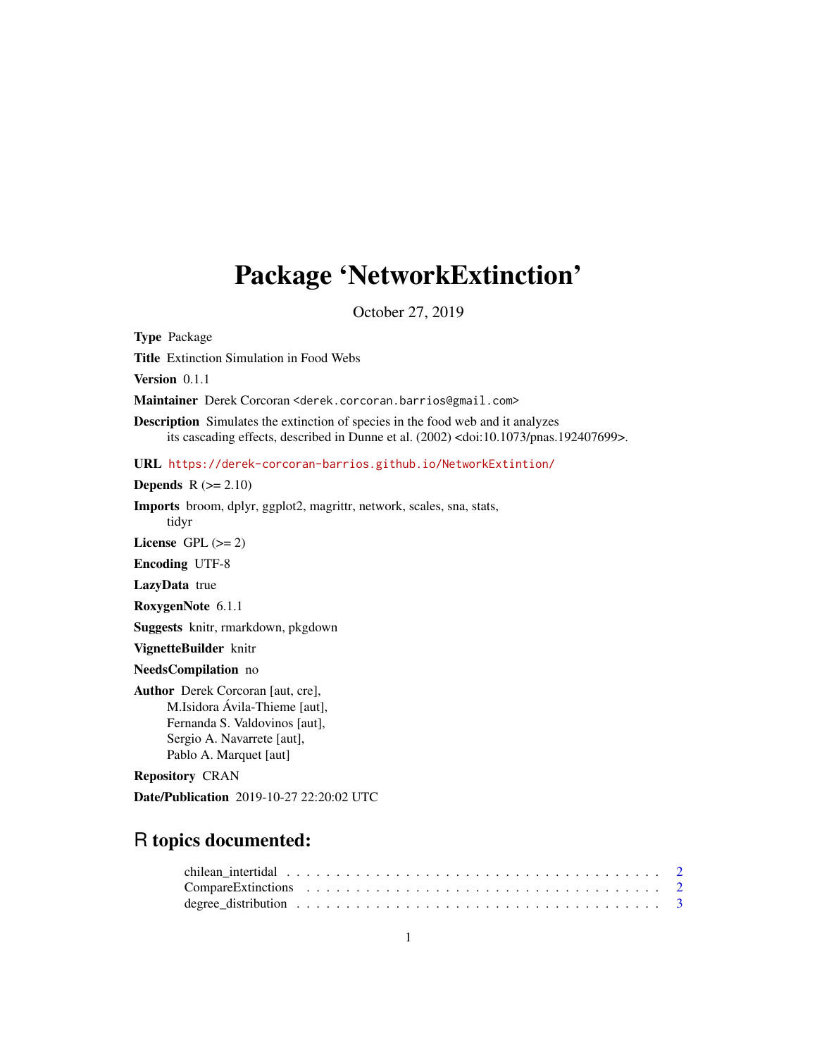# Package 'NetworkExtinction'

October 27, 2019

**Type** Package

**Title** Extinction Simulation in Food Webs

**Version** 0.1.1

**Maintainer** Derek Corcoran <derek.corcoran.barrios@gmail.com>

**Description** Simulates the extinction of species in the food web and it analyzes its cascading effects, described in Dunne et al. (2002) <doi:10.1073/pnas.192407699>.

**URL** https://derek-corcoran-barrios.github.io/NetworkExtintion/

**Depends** R (>= 2.10)

**Imports** broom, dplyr, ggplot2, magrittr, network, scales, sna, stats, tidyr

**License** GPL (>= 2)

**Encoding** UTF-8

**LazyData** true

**RoxygenNote** 6.1.1

**Suggests** knitr, rmarkdown, pkgdown

**VignetteBuilder** knitr

**NeedsCompilation** no

**Author** Derek Corcoran [aut, cre], M.Isidora Ávila-Thieme [aut], Fernanda S. Valdovinos [aut], Sergio A. Navarrete [aut], Pablo A. Marquet [aut]

**Repository** CRAN

**Date/Publication** 2019-10-27 22:20:02 UTC

## R topics documented:

chilean_intertidal . . . . . . . . . . . . . . . . . . . . . . . . . . . . . . . . . . . . 2
CompareExtinctions . . . . . . . . . . . . . . . . . . . . . . . . . . . . . . . . . . . 2
degree_distribution . . . . . . . . . . . . . . . . . . . . . . . . . . . . . . . . . . . 3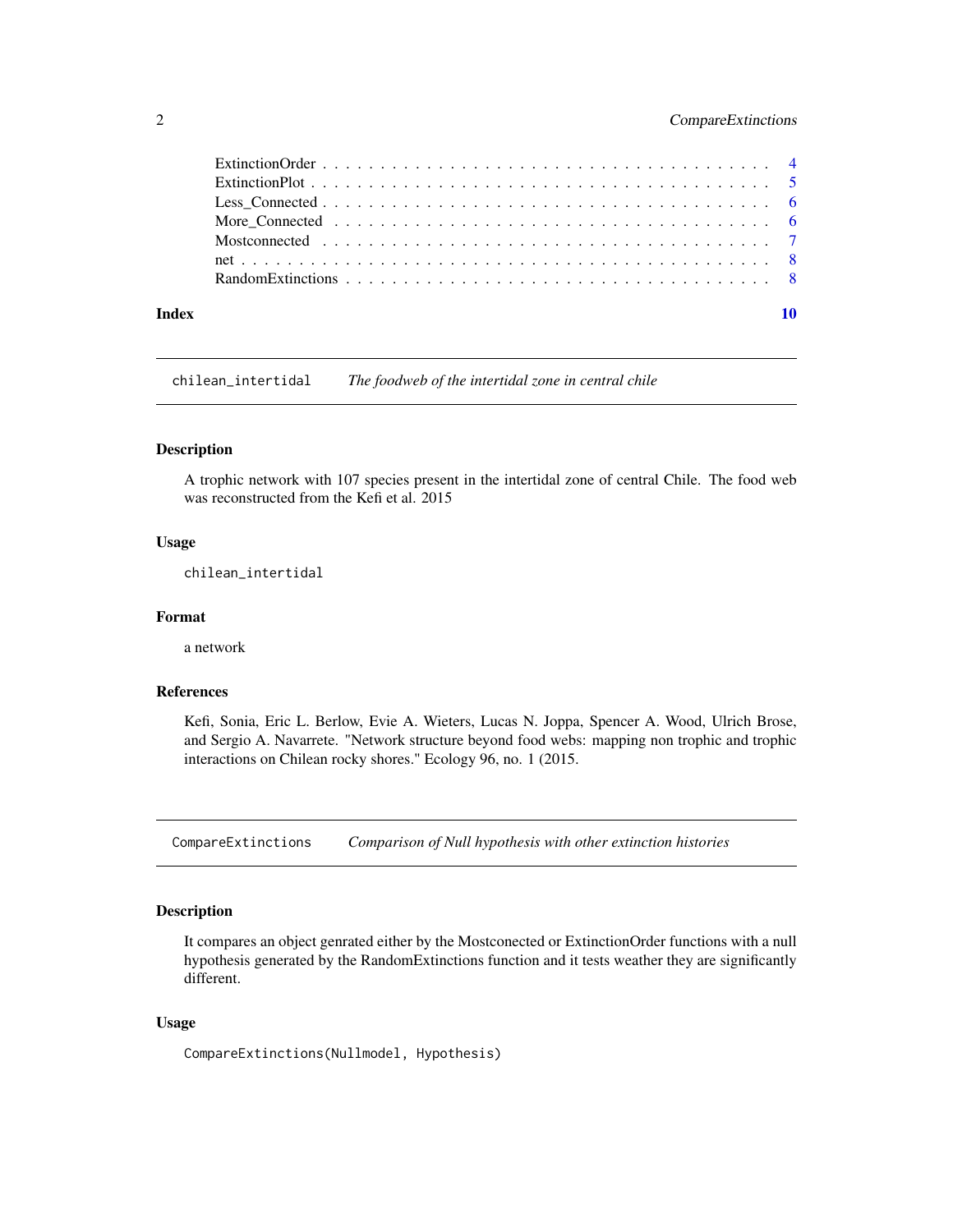ExtinctionOrder . . . . . . . . . . . . . . . . . . . . . . . . . . . . . . . . . . . . . 4
ExtinctionPlot . . . . . . . . . . . . . . . . . . . . . . . . . . . . . . . . . . . . . . 5
Less_Connected . . . . . . . . . . . . . . . . . . . . . . . . . . . . . . . . . . . . . 6
More_Connected . . . . . . . . . . . . . . . . . . . . . . . . . . . . . . . . . . . . . 6
Mostconnected . . . . . . . . . . . . . . . . . . . . . . . . . . . . . . . . . . . . . . 7
net . . . . . . . . . . . . . . . . . . . . . . . . . . . . . . . . . . . . . . . . . . . . 8
RandomExtinctions . . . . . . . . . . . . . . . . . . . . . . . . . . . . . . . . . . . 8

**Index** **10**

---

## chilean_intertidal — *The foodweb of the intertidal zone in central chile*

### Description

A trophic network with 107 species present in the intertidal zone of central Chile. The food web was reconstructed from the Kefi et al. 2015

### Usage

```
chilean_intertidal
```

### Format

a network

### References

Kefi, Sonia, Eric L. Berlow, Evie A. Wieters, Lucas N. Joppa, Spencer A. Wood, Ulrich Brose, and Sergio A. Navarrete. "Network structure beyond food webs: mapping non trophic and trophic interactions on Chilean rocky shores." Ecology 96, no. 1 (2015.

---

## CompareExtinctions — *Comparison of Null hypothesis with other extinction histories*

### Description

It compares an object genrated either by the Mostconected or ExtinctionOrder functions with a null hypothesis generated by the RandomExtinctions function and it tests weather they are significantly different.

### Usage

```
CompareExtinctions(Nullmodel, Hypothesis)
```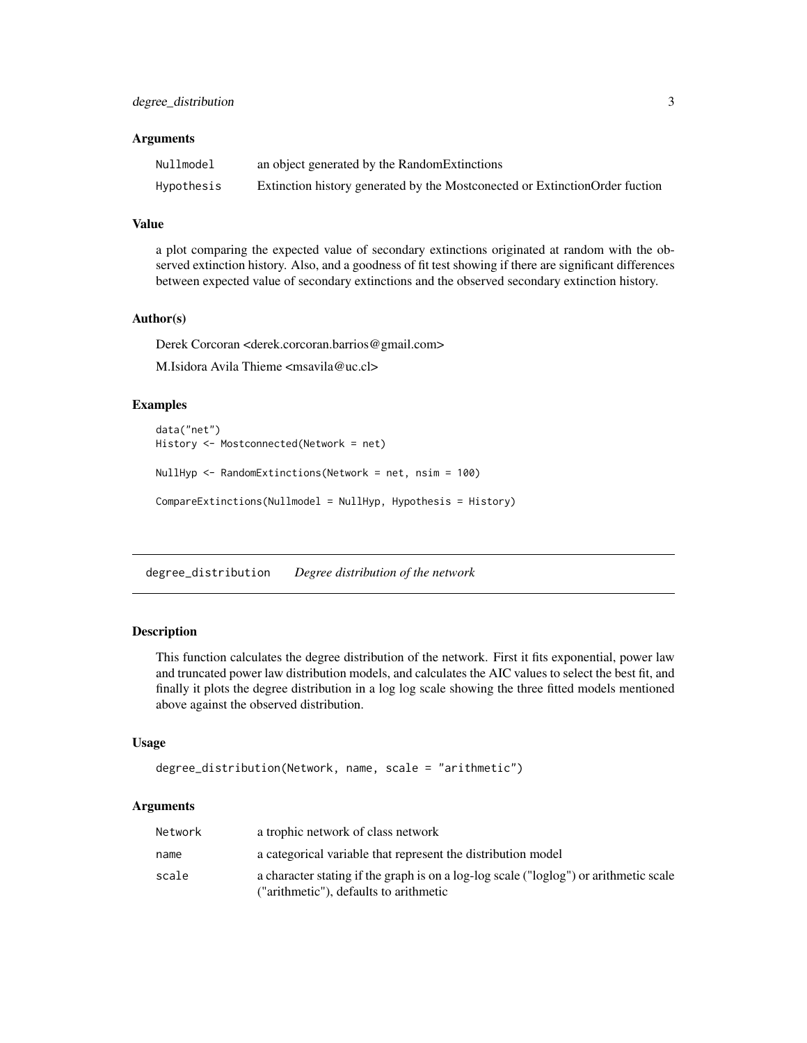### Arguments

| | |
|---|---|
| Nullmodel | an object generated by the RandomExtinctions |
| Hypothesis | Extinction history generated by the Mostconected or ExtinctionOrder fuction |

### Value

a plot comparing the expected value of secondary extinctions originated at random with the observed extinction history. Also, and a goodness of fit test showing if there are significant differences between expected value of secondary extinctions and the observed secondary extinction history.

### Author(s)

Derek Corcoran <derek.corcoran.barrios@gmail.com>

M.Isidora Avila Thieme <msavila@uc.cl>

### Examples

```
data("net")
History <- Mostconnected(Network = net)

NullHyp <- RandomExtinctions(Network = net, nsim = 100)

CompareExtinctions(Nullmodel = NullHyp, Hypothesis = History)
```

---

## degree_distribution *Degree distribution of the network*

---

### Description

This function calculates the degree distribution of the network. First it fits exponential, power law and truncated power law distribution models, and calculates the AIC values to select the best fit, and finally it plots the degree distribution in a log log scale showing the three fitted models mentioned above against the observed distribution.

### Usage

```
degree_distribution(Network, name, scale = "arithmetic")
```

### Arguments

| | |
|---|---|
| Network | a trophic network of class network |
| name | a categorical variable that represent the distribution model |
| scale | a character stating if the graph is on a log-log scale ("loglog") or arithmetic scale ("arithmetic"), defaults to arithmetic |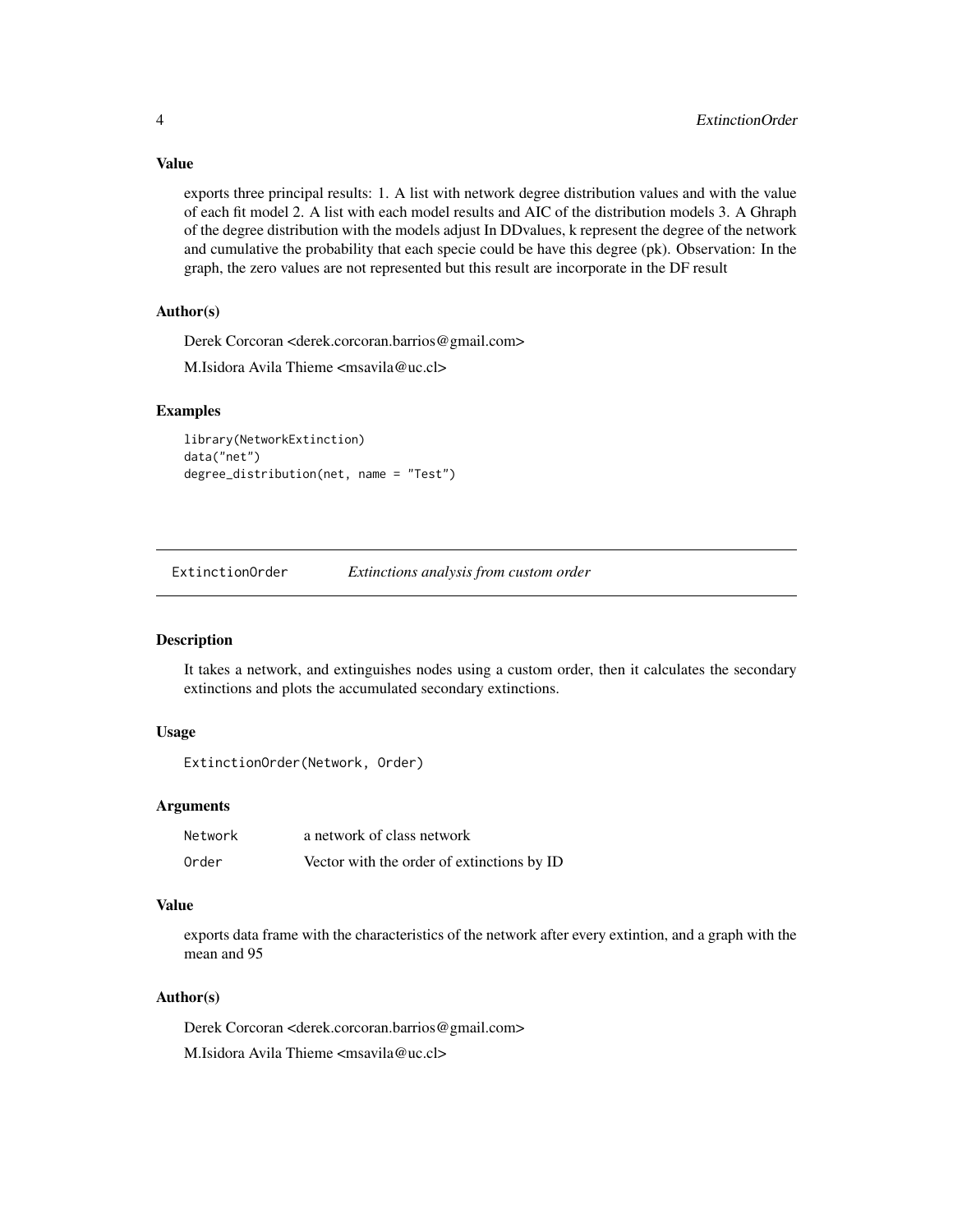### Value

exports three principal results: 1. A list with network degree distribution values and with the value of each fit model 2. A list with each model results and AIC of the distribution models 3. A Ghraph of the degree distribution with the models adjust In DDvalues, k represent the degree of the network and cumulative the probability that each specie could be have this degree (pk). Observation: In the graph, the zero values are not represented but this result are incorporate in the DF result

### Author(s)

Derek Corcoran <derek.corcoran.barrios@gmail.com>

M.Isidora Avila Thieme <msavila@uc.cl>

### Examples

```
library(NetworkExtinction)
data("net")
degree_distribution(net, name = "Test")
```

---

## ExtinctionOrder — *Extinctions analysis from custom order*

### Description

It takes a network, and extinguishes nodes using a custom order, then it calculates the secondary extinctions and plots the accumulated secondary extinctions.

### Usage

```
ExtinctionOrder(Network, Order)
```

### Arguments

| | |
|---|---|
| `Network` | a network of class network |
| `Order` | Vector with the order of extinctions by ID |

### Value

exports data frame with the characteristics of the network after every extintion, and a graph with the mean and 95

### Author(s)

Derek Corcoran <derek.corcoran.barrios@gmail.com>

M.Isidora Avila Thieme <msavila@uc.cl>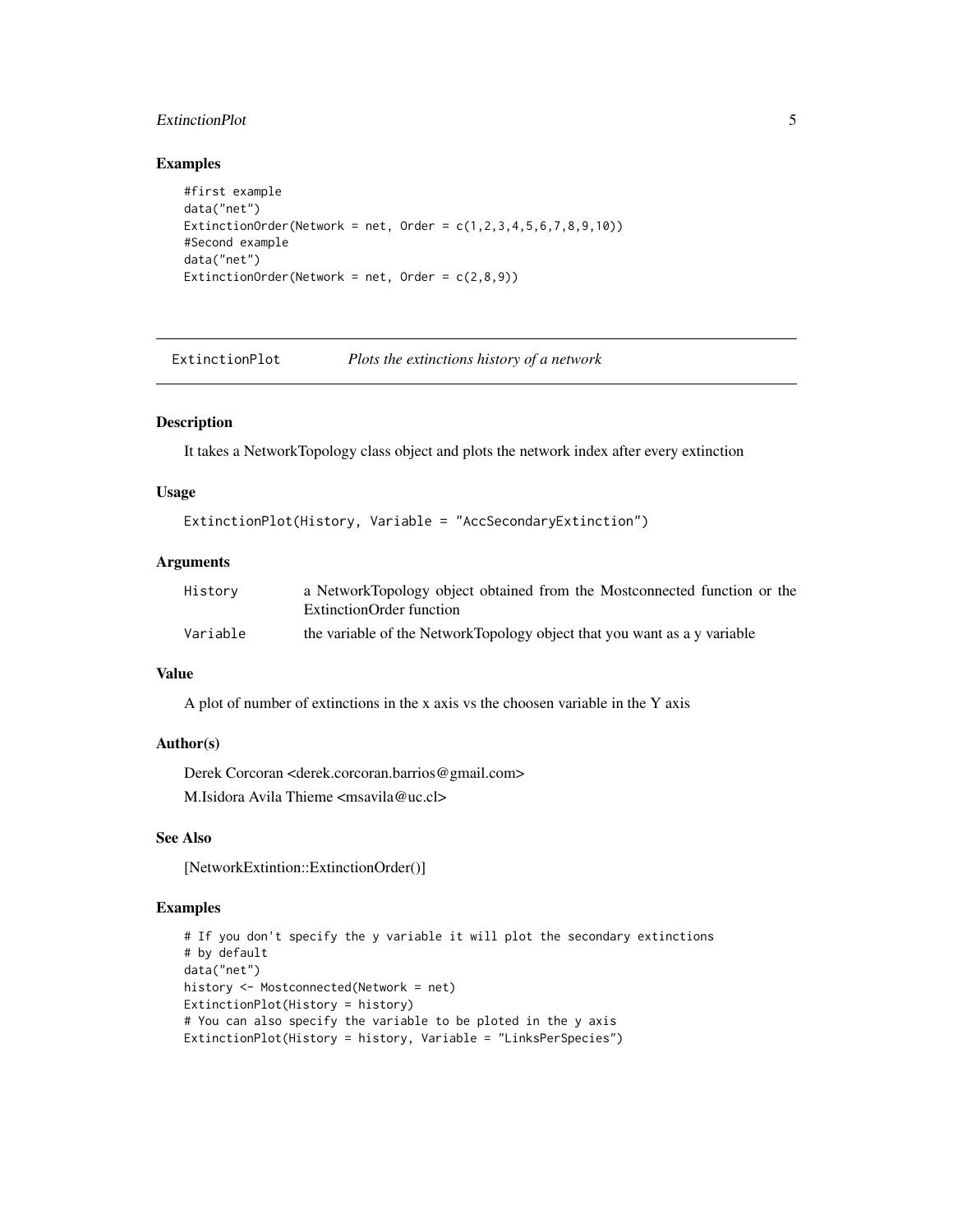## Examples

```
#first example
data("net")
ExtinctionOrder(Network = net, Order = c(1,2,3,4,5,6,7,8,9,10))
#Second example
data("net")
ExtinctionOrder(Network = net, Order = c(2,8,9))
```

---

# ExtinctionPlot *Plots the extinctions history of a network*

---

## Description

It takes a NetworkTopology class object and plots the network index after every extinction

## Usage

```
ExtinctionPlot(History, Variable = "AccSecondaryExtinction")
```

## Arguments

| | |
|---|---|
| History | a NetworkTopology object obtained from the Mostconnected function or the ExtinctionOrder function |
| Variable | the variable of the NetworkTopology object that you want as a y variable |

## Value

A plot of number of extinctions in the x axis vs the choosen variable in the Y axis

## Author(s)

Derek Corcoran <derek.corcoran.barrios@gmail.com>

M.Isidora Avila Thieme <msavila@uc.cl>

## See Also

[NetworkExtintion::ExtinctionOrder()]

## Examples

```
# If you don't specify the y variable it will plot the secondary extinctions
# by default
data("net")
history <- Mostconnected(Network = net)
ExtinctionPlot(History = history)
# You can also specify the variable to be ploted in the y axis
ExtinctionPlot(History = history, Variable = "LinksPerSpecies")
```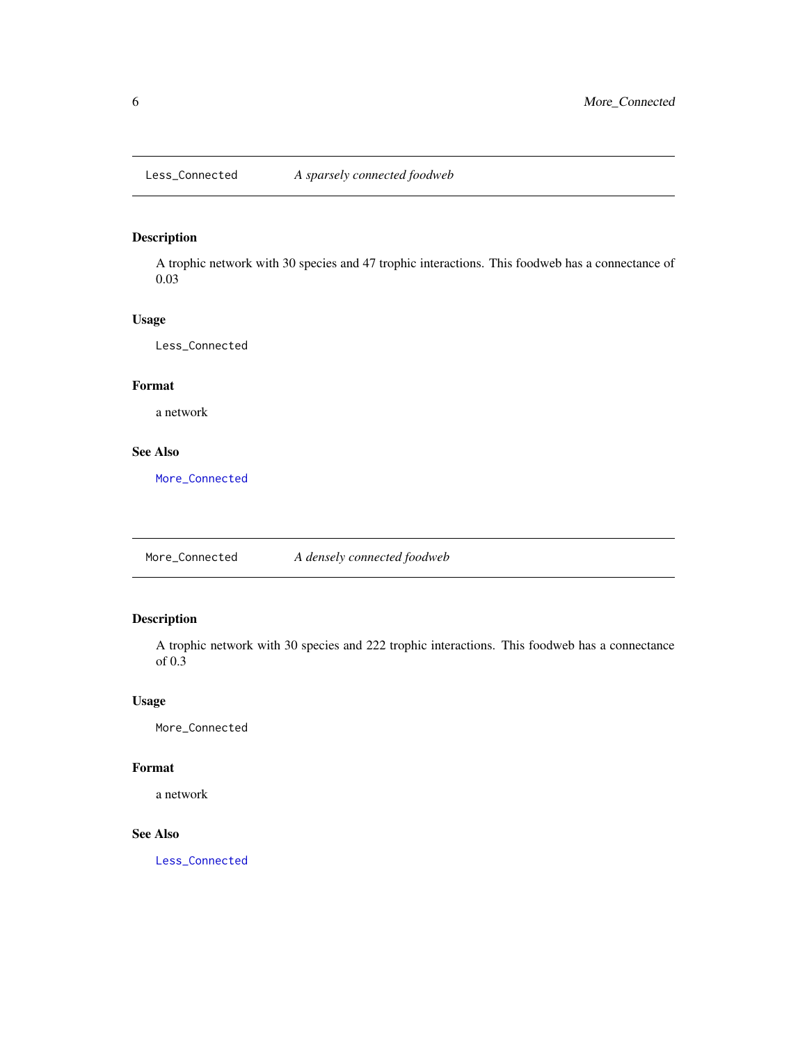## Less_Connected — *A sparsely connected foodweb*

### Description

A trophic network with 30 species and 47 trophic interactions. This foodweb has a connectance of 0.03

### Usage

```
Less_Connected
```

### Format

a network

### See Also

More_Connected

## More_Connected — *A densely connected foodweb*

### Description

A trophic network with 30 species and 222 trophic interactions. This foodweb has a connectance of 0.3

### Usage

```
More_Connected
```

### Format

a network

### See Also

Less_Connected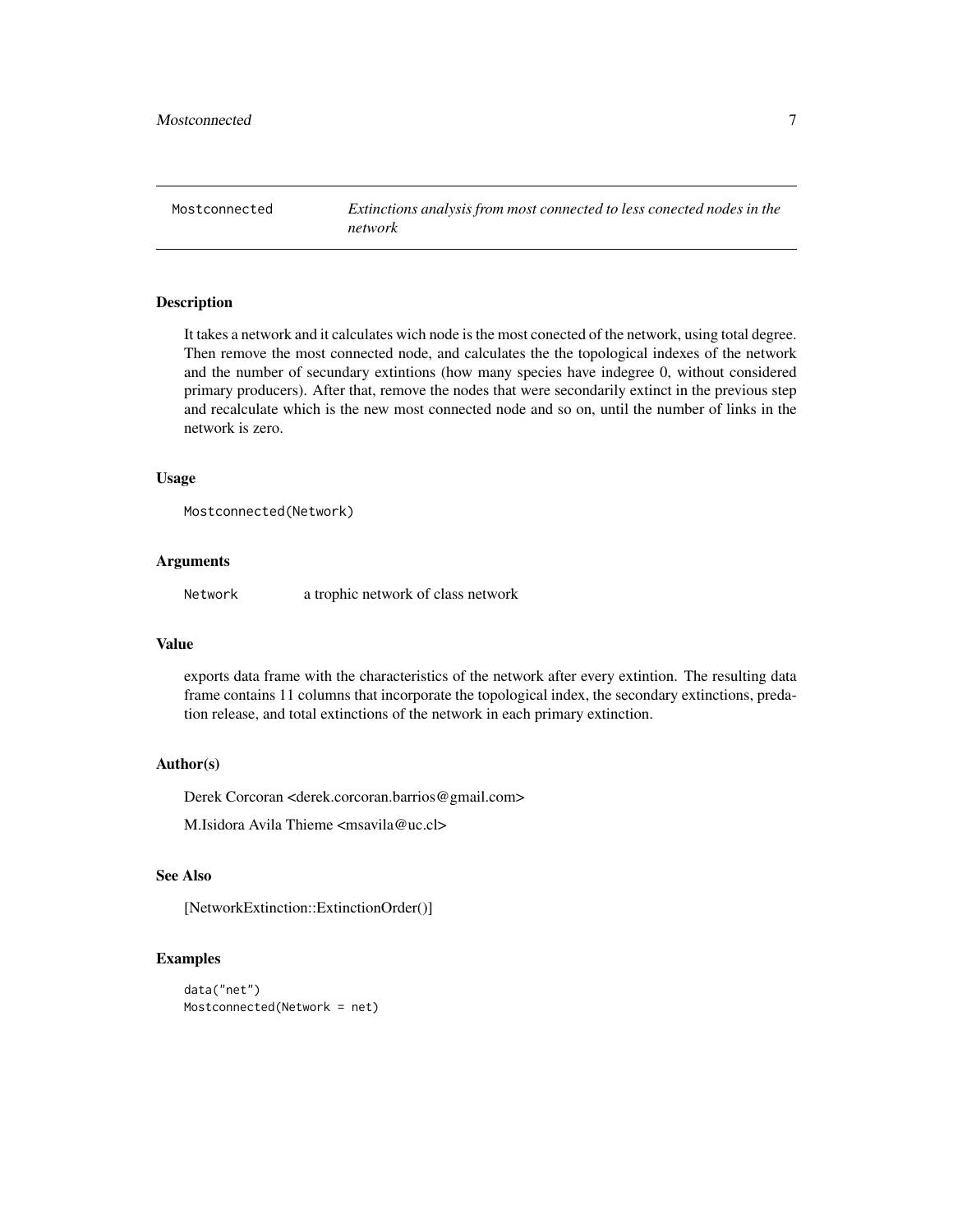# Mostconnected

*Extinctions analysis from most connected to less conected nodes in the network*

## Description

It takes a network and it calculates wich node is the most conected of the network, using total degree. Then remove the most connected node, and calculates the the topological indexes of the network and the number of secundary extintions (how many species have indegree 0, without considered primary producers). After that, remove the nodes that were secondarily extinct in the previous step and recalculate which is the new most connected node and so on, until the number of links in the network is zero.

## Usage

```
Mostconnected(Network)
```

## Arguments

| | |
|---|---|
| `Network` | a trophic network of class network |

## Value

exports data frame with the characteristics of the network after every extintion. The resulting data frame contains 11 columns that incorporate the topological index, the secondary extinctions, predation release, and total extinctions of the network in each primary extinction.

## Author(s)

Derek Corcoran <derek.corcoran.barrios@gmail.com>

M.Isidora Avila Thieme <msavila@uc.cl>

## See Also

[NetworkExtinction::ExtinctionOrder()]

## Examples

```
data("net")
Mostconnected(Network = net)
```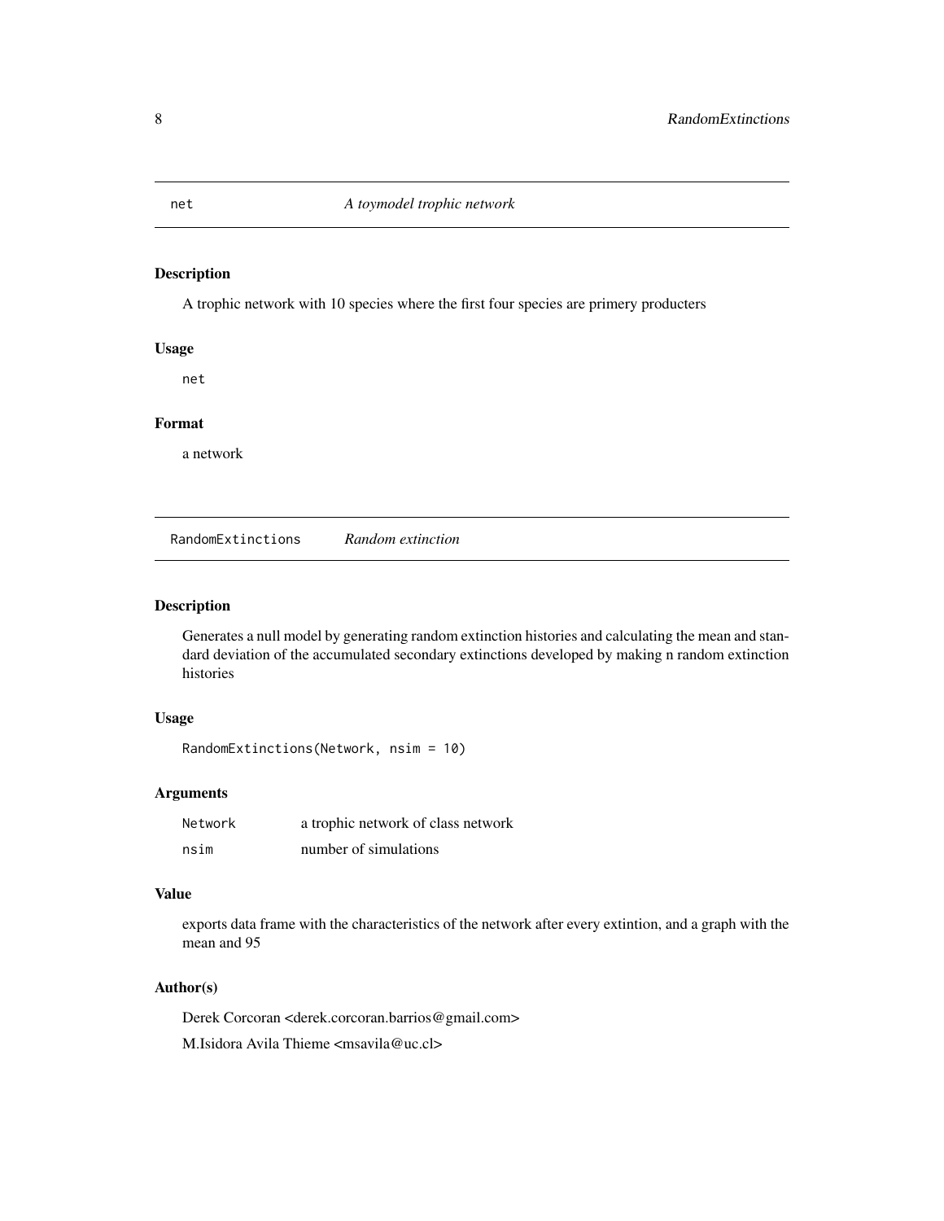## net — *A toymodel trophic network*

### Description

A trophic network with 10 species where the first four species are primery producters

### Usage

```
net
```

### Format

a network

## RandomExtinctions — *Random extinction*

### Description

Generates a null model by generating random extinction histories and calculating the mean and standard deviation of the accumulated secondary extinctions developed by making n random extinction histories

### Usage

```
RandomExtinctions(Network, nsim = 10)
```

### Arguments

| | |
|---|---|
| `Network` | a trophic network of class network |
| `nsim` | number of simulations |

### Value

exports data frame with the characteristics of the network after every extintion, and a graph with the mean and 95

### Author(s)

Derek Corcoran <derek.corcoran.barrios@gmail.com>

M.Isidora Avila Thieme <msavila@uc.cl>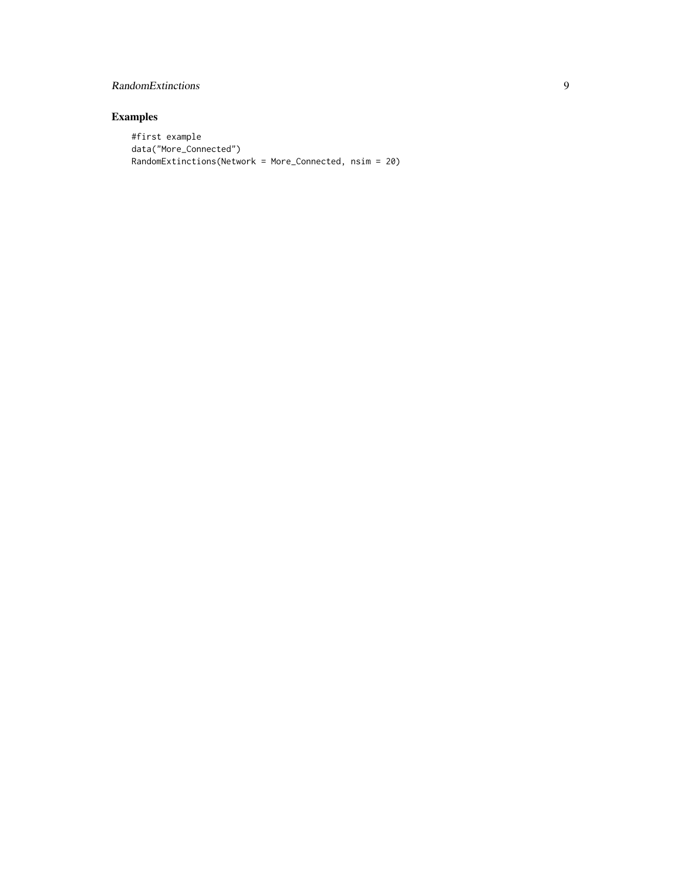## Examples

```
#first example
data("More_Connected")
RandomExtinctions(Network = More_Connected, nsim = 20)
```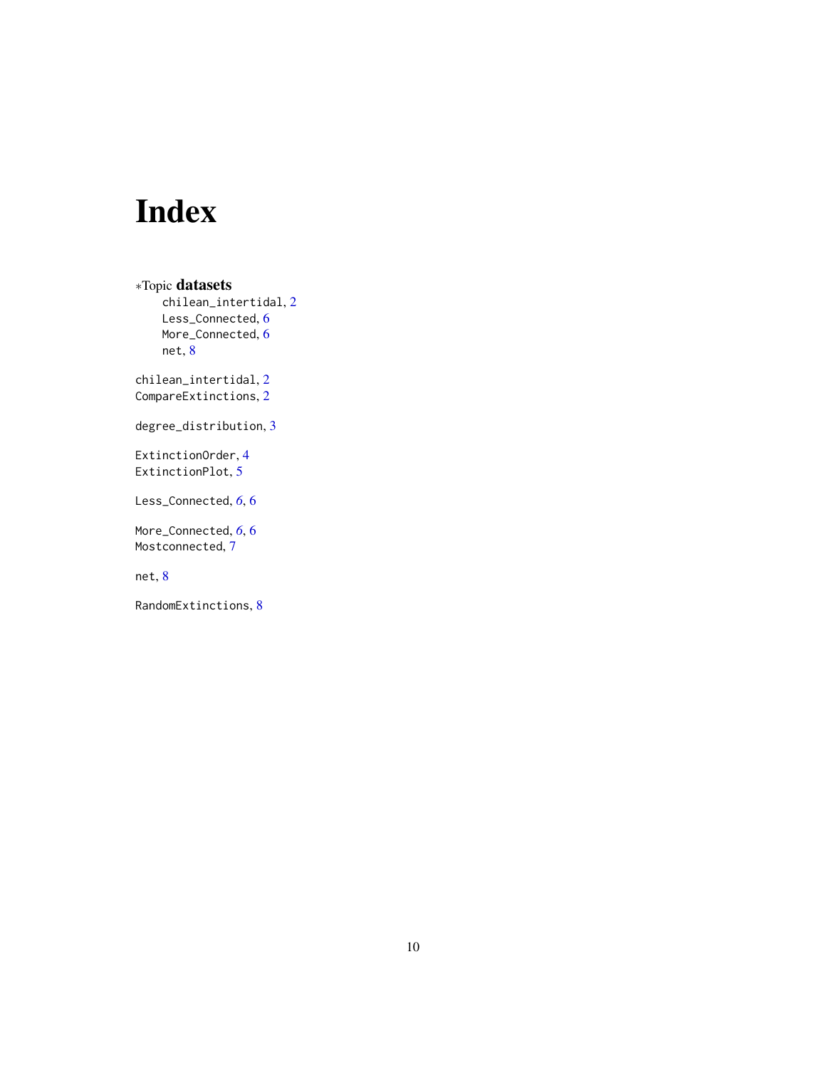# Index

*Topic **datasets**
    chilean_intertidal, 2
    Less_Connected, 6
    More_Connected, 6
    net, 8

chilean_intertidal, 2
CompareExtinctions, 2

degree_distribution, 3

ExtinctionOrder, 4
ExtinctionPlot, 5

Less_Connected, *6*, 6

More_Connected, *6*, 6
Mostconnected, 7

net, 8

RandomExtinctions, 8